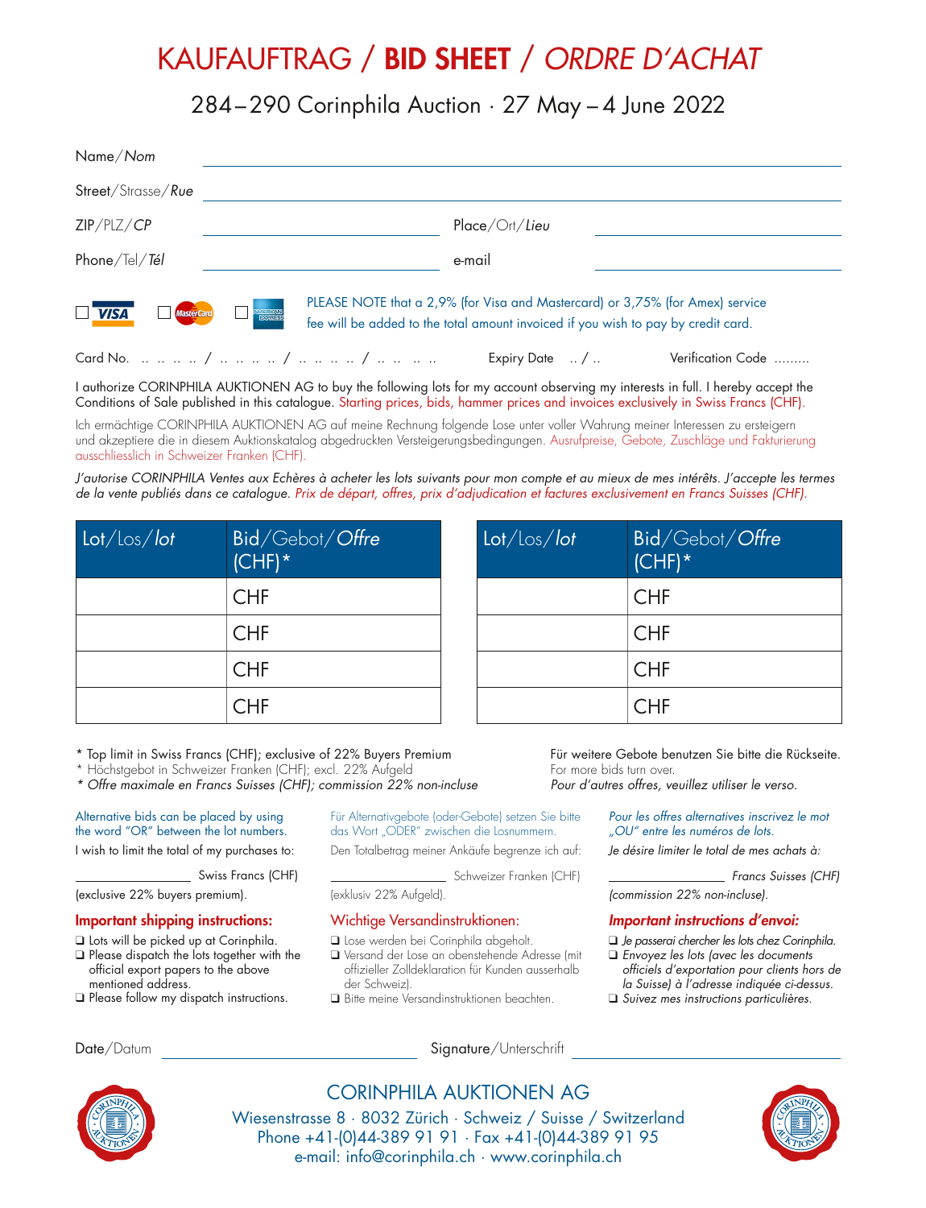# KAUFAUFTRAG / **BID SHEET** / *ORDRE D'ACHAT*

## 284–290 Corinphila Auction · 27 May – 4 June 2022

Name/*Nom* \_\_\_\_\_\_\_\_\_\_\_\_\_\_\_\_\_\_\_\_\_\_\_\_\_\_\_\_\_\_\_\_\_\_\_\_\_\_\_\_

Street/Strasse/*Rue* \_\_\_\_\_\_\_\_\_\_\_\_\_\_\_\_\_\_\_\_\_\_\_\_\_\_\_\_\_\_\_\_\_\_\_\_\_\_\_\_

ZIP/PLZ/*CP* \_\_\_\_\_\_\_\_\_\_\_\_\_\_\_\_\_\_\_\_ Place/Ort/*Lieu* \_\_\_\_\_\_\_\_\_\_\_\_\_\_\_\_\_\_\_\_

Phone/Tel/*Tél* \_\_\_\_\_\_\_\_\_\_\_\_\_\_\_\_\_\_\_\_ e-mail \_\_\_\_\_\_\_\_\_\_\_\_\_\_\_\_\_\_\_\_

❑ VISA ❑ MasterCard ❑ American Express

PLEASE NOTE that a 2,9% (for Visa and Mastercard) or 3,75% (for Amex) service fee will be added to the total amount invoiced if you wish to pay by credit card.

Card No. .. .. .. .. / .. .. .. .. / .. .. .. .. / .. .. .. .. Expiry Date .. / .. Verification Code .........

I authorize CORINPHILA AUKTIONEN AG to buy the following lots for my account observing my interests in full. I hereby accept the Conditions of Sale published in this catalogue. Starting prices, bids, hammer prices and invoices exclusively in Swiss Francs (CHF).

Ich ermächtige CORINPHILA AUKTIONEN AG auf meine Rechnung folgende Lose unter voller Wahrung meiner Interessen zu ersteigern und akzeptiere die in diesem Auktionskatalog abgedruckten Versteigerungsbedingungen. Ausrufpreise, Gebote, Zuschläge und Fakturierung ausschliesslich in Schweizer Franken (CHF).

*J'autorise CORINPHILA Ventes aux Echères à acheter les lots suivants pour mon compte et au mieux de mes intérêts. J'accepte les termes de la vente publiés dans ce catalogue. Prix de départ, offres, prix d'adjudication et factures exclusivement en Francs Suisses (CHF).*

| Lot/Los/*lot* | Bid/Gebot/*Offre* (CHF)* |
|---|---|
| | CHF |
| | CHF |
| | CHF |
| | CHF |

| Lot/Los/*lot* | Bid/Gebot/*Offre* (CHF)* |
|---|---|
| | CHF |
| | CHF |
| | CHF |
| | CHF |

\* Top limit in Swiss Francs (CHF); exclusive of 22% Buyers Premium
\* Höchstgebot in Schweizer Franken (CHF); excl. 22% Aufgeld
*\* Offre maximale en Francs Suisses (CHF); commission 22% non-incluse*

Für weitere Gebote benutzen Sie bitte die Rückseite.
For more bids turn over.
*Pour d'autres offres, veuillez utiliser le verso.*

Alternative bids can be placed by using the word "OR" between the lot numbers.

I wish to limit the total of my purchases to:

\_\_\_\_\_\_\_\_\_\_\_\_ Swiss Francs (CHF)

(exclusive 22% buyers premium).

### Important shipping instructions:

- ❑ Lots will be picked up at Corinphila.
- ❑ Please dispatch the lots together with the official export papers to the above mentioned address.
- ❑ Please follow my dispatch instructions.

Für Alternativgebote (oder-Gebote) setzen Sie bitte das Wort „ODER" zwischen die Losnummern.

Den Totalbetrag meiner Ankäufe begrenze ich auf:

\_\_\_\_\_\_\_\_\_\_\_\_ Schweizer Franken (CHF)

(exklusiv 22% Aufgeld).

### Wichtige Versandinstruktionen:

- ❑ Lose werden bei Corinphila abgeholt.
- ❑ Versand der Lose an obenstehende Adresse (mit offizieller Zolldeklaration für Kunden ausserhalb der Schweiz).
- ❑ Bitte meine Versandinstruktionen beachten.

*Pour les offres alternatives inscrivez le mot „OU" entre les numéros de lots.*

*Je désire limiter le total de mes achats à:*

\_\_\_\_\_\_\_\_\_\_\_\_ *Francs Suisses (CHF)*

*(commission 22% non-incluse).*

### *Important instructions d'envoi:*

- ❑ *Je passerai chercher les lots chez Corinphila.*
- ❑ *Envoyez les lots (avec les documents officiels d'exportation pour clients hors de la Suisse) à l'adresse indiquée ci-dessus.*
- ❑ *Suivez mes instructions particulières.*

Date/Datum \_\_\_\_\_\_\_\_\_\_\_\_\_\_\_\_\_\_\_\_ Signature/Unterschrift \_\_\_\_\_\_\_\_\_\_\_\_\_\_\_\_\_\_\_\_

**CORINPHILA AUKTIONEN AG**
Wiesenstrasse 8 · 8032 Zürich · Schweiz / Suisse / Switzerland
Phone +41-(0)44-389 91 91 · Fax +41-(0)44-389 91 95
e-mail: info@corinphila.ch · www.corinphila.ch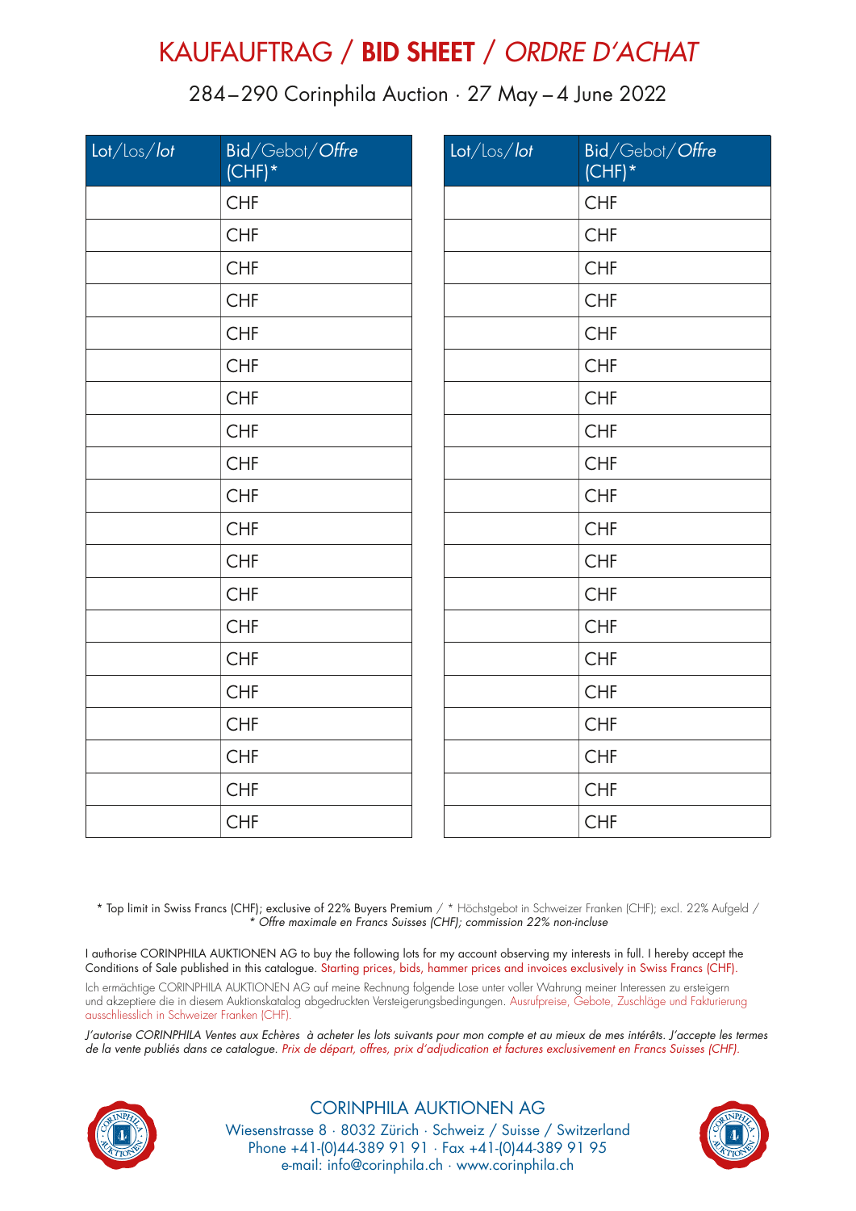# KAUFAUFTRAG / **BID SHEET** / *ORDRE D'ACHAT*

284–290 Corinphila Auction · 27 May – 4 June 2022

| Lot/Los/*lot* | Bid/Gebot/*Offre* (CHF)* |
|---|---|
| | CHF |
| | CHF |
| | CHF |
| | CHF |
| | CHF |
| | CHF |
| | CHF |
| | CHF |
| | CHF |
| | CHF |
| | CHF |
| | CHF |
| | CHF |
| | CHF |
| | CHF |
| | CHF |
| | CHF |
| | CHF |
| | CHF |
| | CHF |

| Lot/Los/*lot* | Bid/Gebot/*Offre* (CHF)* |
|---|---|
| | CHF |
| | CHF |
| | CHF |
| | CHF |
| | CHF |
| | CHF |
| | CHF |
| | CHF |
| | CHF |
| | CHF |
| | CHF |
| | CHF |
| | CHF |
| | CHF |
| | CHF |
| | CHF |
| | CHF |
| | CHF |
| | CHF |
| | CHF |

* Top limit in Swiss Francs (CHF); exclusive of 22% Buyers Premium / * Höchstgebot in Schweizer Franken (CHF); excl. 22% Aufgeld / *\* Offre maximale en Francs Suisses (CHF); commission 22% non-incluse*

I authorise CORINPHILA AUKTIONEN AG to buy the following lots for my account observing my interests in full. I hereby accept the Conditions of Sale published in this catalogue. Starting prices, bids, hammer prices and invoices exclusively in Swiss Francs (CHF).

Ich ermächtige CORINPHILA AUKTIONEN AG auf meine Rechnung folgende Lose unter voller Wahrung meiner Interessen zu ersteigern und akzeptiere die in diesem Auktionskatalog abgedruckten Versteigerungsbedingungen. Ausrufpreise, Gebote, Zuschläge und Fakturierung ausschliesslich in Schweizer Franken (CHF).

*J'autorise CORINPHILA Ventes aux Echères à acheter les lots suivants pour mon compte et au mieux de mes intérêts. J'accepte les termes de la vente publiés dans ce catalogue. Prix de départ, offres, prix d'adjudication et factures exclusivement en Francs Suisses (CHF).*

CORINPHILA AUKTIONEN AG
Wiesenstrasse 8 · 8032 Zürich · Schweiz / Suisse / Switzerland
Phone +41-(0)44-389 91 91 · Fax +41-(0)44-389 91 95
e-mail: info@corinphila.ch · www.corinphila.ch